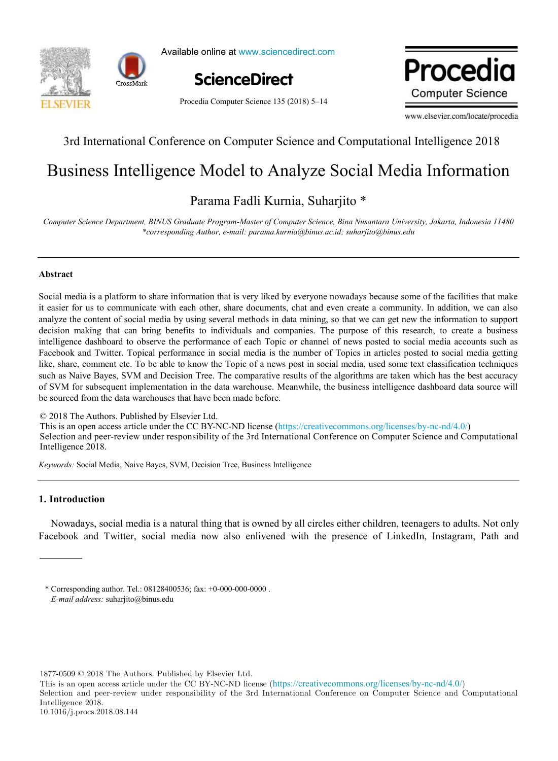3rd International Conference on Computer Science and Computational Intelligence 2018

# Business Intelligence Model to Analyze Social Media Information

Parama Fadli Kurnia, Suharjito *

*Computer Science Department, BINUS Graduate Program-Master of Computer Science, Bina Nusantara University, Jakarta, Indonesia 11480*
*\*corresponding Author, e-mail: parama.kurnia@binus.ac.id; suharjito@binus.edu*

## Abstract

Social media is a platform to share information that is very liked by everyone nowadays because some of the facilities that make it easier for us to communicate with each other, share documents, chat and even create a community. In addition, we can also analyze the content of social media by using several methods in data mining, so that we can get new the information to support decision making that can bring benefits to individuals and companies. The purpose of this research, to create a business intelligence dashboard to observe the performance of each Topic or channel of news posted to social media accounts such as Facebook and Twitter. Topical performance in social media is the number of Topics in articles posted to social media getting like, share, comment etc. To be able to know the Topic of a news post in social media, used some text classification techniques such as Naive Bayes, SVM and Decision Tree. The comparative results of the algorithms are taken which has the best accuracy of SVM for subsequent implementation in the data warehouse. Meanwhile, the business intelligence dashboard data source will be sourced from the data warehouses that have been made before.

© 2018 The Authors. Published by Elsevier Ltd.
This is an open access article under the CC BY-NC-ND license (https://creativecommons.org/licenses/by-nc-nd/4.0/)
Selection and peer-review under responsibility of the 3rd International Conference on Computer Science and Computational Intelligence 2018.

*Keywords:* Social Media, Naive Bayes, SVM, Decision Tree, Business Intelligence

## 1. Introduction

Nowadays, social media is a natural thing that is owned by all circles either children, teenagers to adults. Not only Facebook and Twitter, social media now also enlivened with the presence of LinkedIn, Instagram, Path and

\* Corresponding author. Tel.: 08128400536; fax: +0-000-000-0000 .
*E-mail address:* suharjito@binus.edu

1877-0509 © 2018 The Authors. Published by Elsevier Ltd.
This is an open access article under the CC BY-NC-ND license (https://creativecommons.org/licenses/by-nc-nd/4.0/)
Selection and peer-review under responsibility of the 3rd International Conference on Computer Science and Computational Intelligence 2018.
10.1016/j.procs.2018.08.144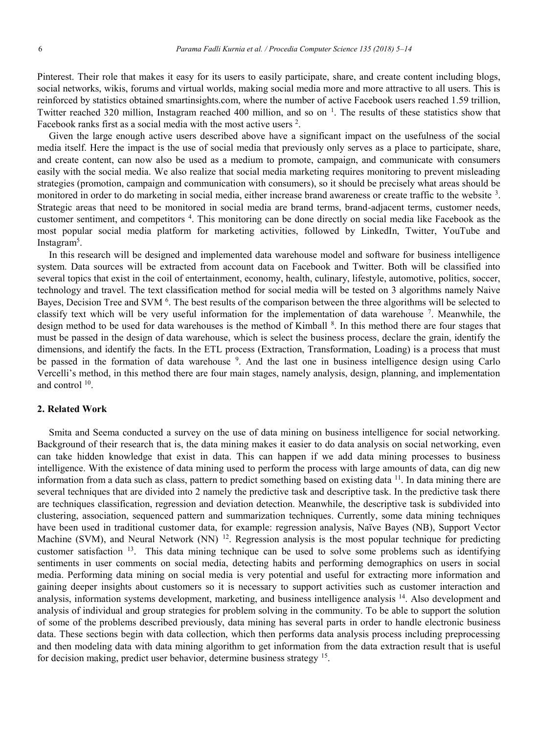Pinterest. Their role that makes it easy for its users to easily participate, share, and create content including blogs, social networks, wikis, forums and virtual worlds, making social media more and more attractive to all users. This is reinforced by statistics obtained smartinsights.com, where the number of active Facebook users reached 1.59 trillion, Twitter reached 320 million, Instagram reached 400 million, and so on [1]. The results of these statistics show that Facebook ranks first as a social media with the most active users [2].

Given the large enough active users described above have a significant impact on the usefulness of the social media itself. Here the impact is the use of social media that previously only serves as a place to participate, share, and create content, can now also be used as a medium to promote, campaign, and communicate with consumers easily with the social media. We also realize that social media marketing requires monitoring to prevent misleading strategies (promotion, campaign and communication with consumers), so it should be precisely what areas should be monitored in order to do marketing in social media, either increase brand awareness or create traffic to the website [3]. Strategic areas that need to be monitored in social media are brand terms, brand-adjacent terms, customer needs, customer sentiment, and competitors [4]. This monitoring can be done directly on social media like Facebook as the most popular social media platform for marketing activities, followed by LinkedIn, Twitter, YouTube and Instagram[5].

In this research will be designed and implemented data warehouse model and software for business intelligence system. Data sources will be extracted from account data on Facebook and Twitter. Both will be classified into several topics that exist in the coil of entertainment, economy, health, culinary, lifestyle, automotive, politics, soccer, technology and travel. The text classification method for social media will be tested on 3 algorithms namely Naive Bayes, Decision Tree and SVM [6]. The best results of the comparison between the three algorithms will be selected to classify text which will be very useful information for the implementation of data warehouse [7]. Meanwhile, the design method to be used for data warehouses is the method of Kimball [8]. In this method there are four stages that must be passed in the design of data warehouse, which is select the business process, declare the grain, identify the dimensions, and identify the facts. In the ETL process (Extraction, Transformation, Loading) is a process that must be passed in the formation of data warehouse [9]. And the last one in business intelligence design using Carlo Vercelli's method, in this method there are four main stages, namely analysis, design, planning, and implementation and control [10].

## 2. Related Work

Smita and Seema conducted a survey on the use of data mining on business intelligence for social networking. Background of their research that is, the data mining makes it easier to do data analysis on social networking, even can take hidden knowledge that exist in data. This can happen if we add data mining processes to business intelligence. With the existence of data mining used to perform the process with large amounts of data, can dig new information from a data such as class, pattern to predict something based on existing data [11]. In data mining there are several techniques that are divided into 2 namely the predictive task and descriptive task. In the predictive task there are techniques classification, regression and deviation detection. Meanwhile, the descriptive task is subdivided into clustering, association, sequenced pattern and summarization techniques. Currently, some data mining techniques have been used in traditional customer data, for example: regression analysis, Naïve Bayes (NB), Support Vector Machine (SVM), and Neural Network (NN) [12]. Regression analysis is the most popular technique for predicting customer satisfaction [13]. This data mining technique can be used to solve some problems such as identifying sentiments in user comments on social media, detecting habits and performing demographics on users in social media. Performing data mining on social media is very potential and useful for extracting more information and gaining deeper insights about customers so it is necessary to support activities such as customer interaction and analysis, information systems development, marketing, and business intelligence analysis [14]. Also development and analysis of individual and group strategies for problem solving in the community. To be able to support the solution of some of the problems described previously, data mining has several parts in order to handle electronic business data. These sections begin with data collection, which then performs data analysis process including preprocessing and then modeling data with data mining algorithm to get information from the data extraction result that is useful for decision making, predict user behavior, determine business strategy [15].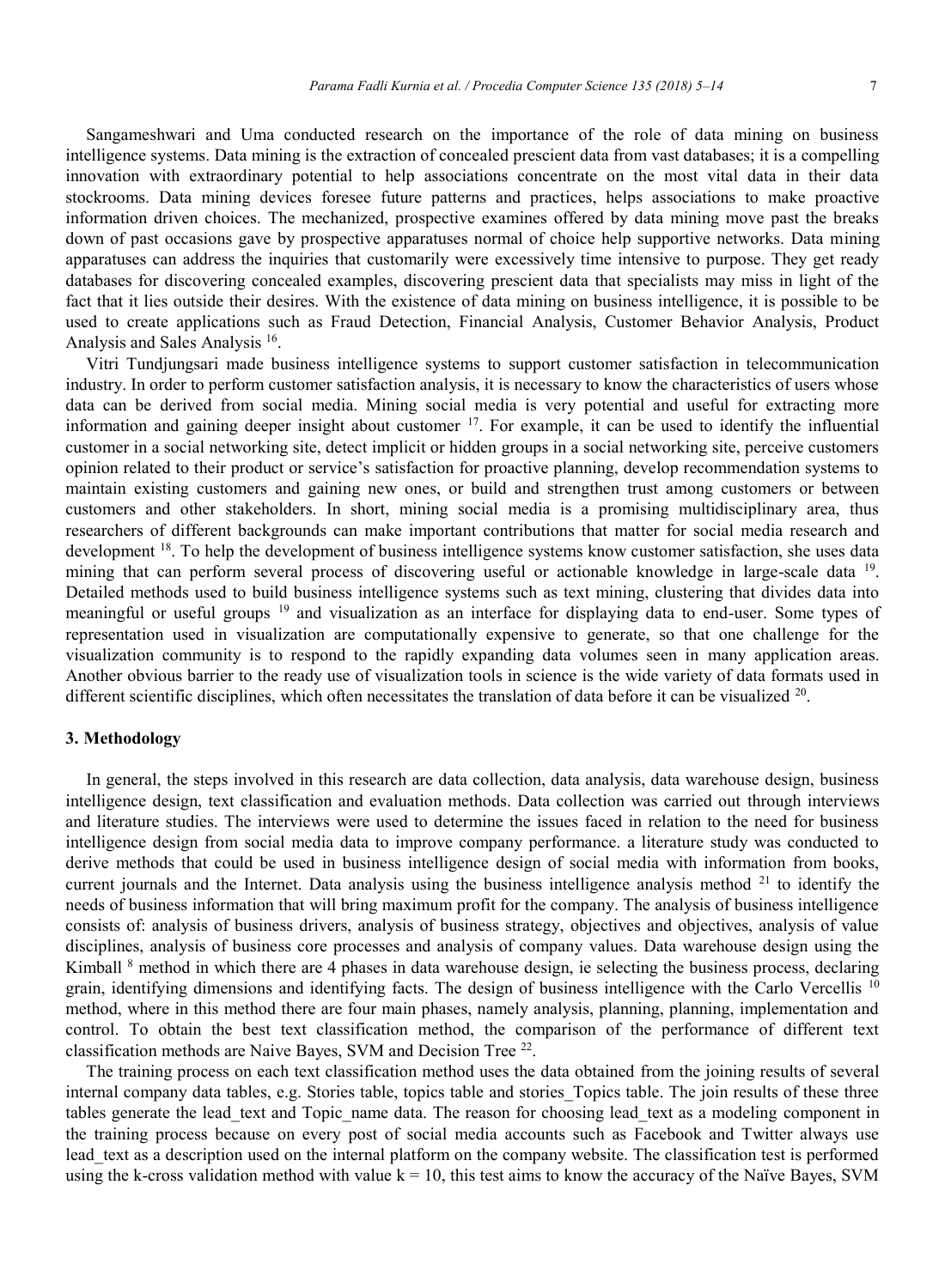Sangameshwari and Uma conducted research on the importance of the role of data mining on business intelligence systems. Data mining is the extraction of concealed prescient data from vast databases; it is a compelling innovation with extraordinary potential to help associations concentrate on the most vital data in their data stockrooms. Data mining devices foresee future patterns and practices, helps associations to make proactive information driven choices. The mechanized, prospective examines offered by data mining move past the breaks down of past occasions gave by prospective apparatuses normal of choice help supportive networks. Data mining apparatuses can address the inquiries that customarily were excessively time intensive to purpose. They get ready databases for discovering concealed examples, discovering prescient data that specialists may miss in light of the fact that it lies outside their desires. With the existence of data mining on business intelligence, it is possible to be used to create applications such as Fraud Detection, Financial Analysis, Customer Behavior Analysis, Product Analysis and Sales Analysis [16].

Vitri Tundjungsari made business intelligence systems to support customer satisfaction in telecommunication industry. In order to perform customer satisfaction analysis, it is necessary to know the characteristics of users whose data can be derived from social media. Mining social media is very potential and useful for extracting more information and gaining deeper insight about customer [17]. For example, it can be used to identify the influential customer in a social networking site, detect implicit or hidden groups in a social networking site, perceive customers opinion related to their product or service's satisfaction for proactive planning, develop recommendation systems to maintain existing customers and gaining new ones, or build and strengthen trust among customers or between customers and other stakeholders. In short, mining social media is a promising multidisciplinary area, thus researchers of different backgrounds can make important contributions that matter for social media research and development [18]. To help the development of business intelligence systems know customer satisfaction, she uses data mining that can perform several process of discovering useful or actionable knowledge in large-scale data [19]. Detailed methods used to build business intelligence systems such as text mining, clustering that divides data into meaningful or useful groups [19] and visualization as an interface for displaying data to end-user. Some types of representation used in visualization are computationally expensive to generate, so that one challenge for the visualization community is to respond to the rapidly expanding data volumes seen in many application areas. Another obvious barrier to the ready use of visualization tools in science is the wide variety of data formats used in different scientific disciplines, which often necessitates the translation of data before it can be visualized [20].

### 3. Methodology

In general, the steps involved in this research are data collection, data analysis, data warehouse design, business intelligence design, text classification and evaluation methods. Data collection was carried out through interviews and literature studies. The interviews were used to determine the issues faced in relation to the need for business intelligence design from social media data to improve company performance. a literature study was conducted to derive methods that could be used in business intelligence design of social media with information from books, current journals and the Internet. Data analysis using the business intelligence analysis method [21] to identify the needs of business information that will bring maximum profit for the company. The analysis of business intelligence consists of: analysis of business drivers, analysis of business strategy, objectives and objectives, analysis of value disciplines, analysis of business core processes and analysis of company values. Data warehouse design using the Kimball [8] method in which there are 4 phases in data warehouse design, ie selecting the business process, declaring grain, identifying dimensions and identifying facts. The design of business intelligence with the Carlo Vercellis [10] method, where in this method there are four main phases, namely analysis, planning, planning, implementation and control. To obtain the best text classification method, the comparison of the performance of different text classification methods are Naive Bayes, SVM and Decision Tree [22].

The training process on each text classification method uses the data obtained from the joining results of several internal company data tables, e.g. Stories table, topics table and stories_Topics table. The join results of these three tables generate the lead_text and Topic_name data. The reason for choosing lead_text as a modeling component in the training process because on every post of social media accounts such as Facebook and Twitter always use lead_text as a description used on the internal platform on the company website. The classification test is performed using the k-cross validation method with value $k = 10$, this test aims to know the accuracy of the Naïve Bayes, SVM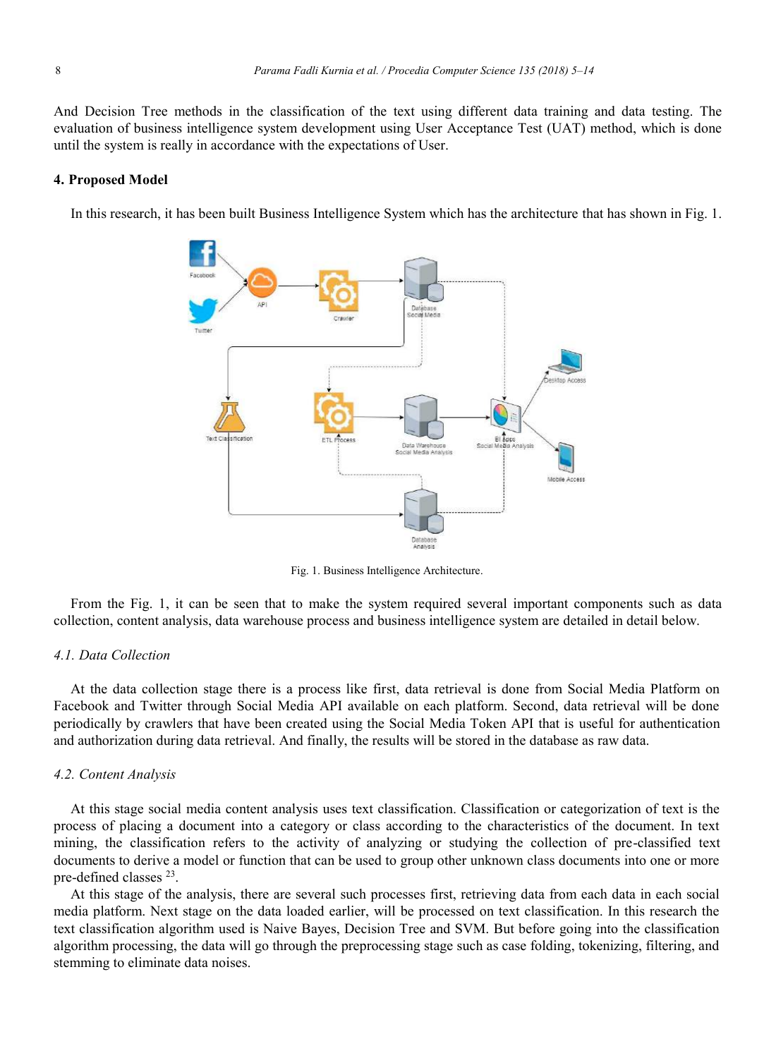And Decision Tree methods in the classification of the text using different data training and data testing. The evaluation of business intelligence system development using User Acceptance Test (UAT) method, which is done until the system is really in accordance with the expectations of User.

## 4. Proposed Model

In this research, it has been built Business Intelligence System which has the architecture that has shown in Fig. 1.

Fig. 1. Business Intelligence Architecture.

From the Fig. 1, it can be seen that to make the system required several important components such as data collection, content analysis, data warehouse process and business intelligence system are detailed in detail below.

### *4.1. Data Collection*

At the data collection stage there is a process like first, data retrieval is done from Social Media Platform on Facebook and Twitter through Social Media API available on each platform. Second, data retrieval will be done periodically by crawlers that have been created using the Social Media Token API that is useful for authentication and authorization during data retrieval. And finally, the results will be stored in the database as raw data.

### *4.2. Content Analysis*

At this stage social media content analysis uses text classification. Classification or categorization of text is the process of placing a document into a category or class according to the characteristics of the document. In text mining, the classification refers to the activity of analyzing or studying the collection of pre-classified text documents to derive a model or function that can be used to group other unknown class documents into one or more pre-defined classes [23].

At this stage of the analysis, there are several such processes first, retrieving data from each data in each social media platform. Next stage on the data loaded earlier, will be processed on text classification. In this research the text classification algorithm used is Naive Bayes, Decision Tree and SVM. But before going into the classification algorithm processing, the data will go through the preprocessing stage such as case folding, tokenizing, filtering, and stemming to eliminate data noises.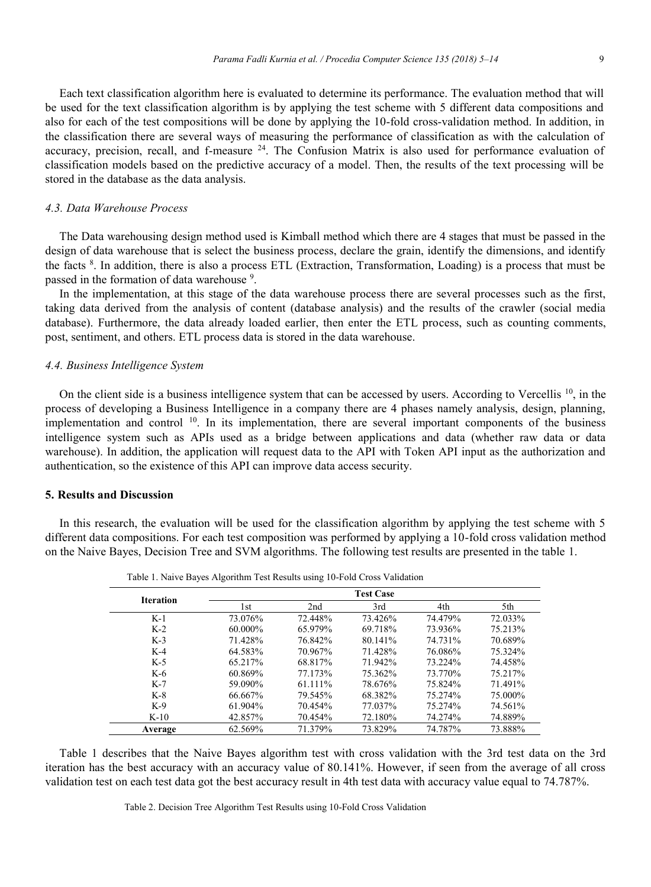Each text classification algorithm here is evaluated to determine its performance. The evaluation method that will be used for the text classification algorithm is by applying the test scheme with 5 different data compositions and also for each of the test compositions will be done by applying the 10-fold cross-validation method. In addition, in the classification there are several ways of measuring the performance of classification as with the calculation of accuracy, precision, recall, and f-measure [24]. The Confusion Matrix is also used for performance evaluation of classification models based on the predictive accuracy of a model. Then, the results of the text processing will be stored in the database as the data analysis.

### *4.3. Data Warehouse Process*

The Data warehousing design method used is Kimball method which there are 4 stages that must be passed in the design of data warehouse that is select the business process, declare the grain, identify the dimensions, and identify the facts [8]. In addition, there is also a process ETL (Extraction, Transformation, Loading) is a process that must be passed in the formation of data warehouse [9].

In the implementation, at this stage of the data warehouse process there are several processes such as the first, taking data derived from the analysis of content (database analysis) and the results of the crawler (social media database). Furthermore, the data already loaded earlier, then enter the ETL process, such as counting comments, post, sentiment, and others. ETL process data is stored in the data warehouse.

### *4.4. Business Intelligence System*

On the client side is a business intelligence system that can be accessed by users. According to Vercellis [10], in the process of developing a Business Intelligence in a company there are 4 phases namely analysis, design, planning, implementation and control [10]. In its implementation, there are several important components of the business intelligence system such as APIs used as a bridge between applications and data (whether raw data or data warehouse). In addition, the application will request data to the API with Token API input as the authorization and authentication, so the existence of this API can improve data access security.

## 5. Results and Discussion

In this research, the evaluation will be used for the classification algorithm by applying the test scheme with 5 different data compositions. For each test composition was performed by applying a 10-fold cross validation method on the Naive Bayes, Decision Tree and SVM algorithms. The following test results are presented in the table 1.

Table 1. Naive Bayes Algorithm Test Results using 10-Fold Cross Validation

| Iteration | Test Case | | | | |
|---|---|---|---|---|---|
| | 1st | 2nd | 3rd | 4th | 5th |
| K-1 | 73.076% | 72.448% | 73.426% | 74.479% | 72.033% |
| K-2 | 60.000% | 65.979% | 69.718% | 73.936% | 75.213% |
| K-3 | 71.428% | 76.842% | 80.141% | 74.731% | 70.689% |
| K-4 | 64.583% | 70.967% | 71.428% | 76.086% | 75.324% |
| K-5 | 65.217% | 68.817% | 71.942% | 73.224% | 74.458% |
| K-6 | 60.869% | 77.173% | 75.362% | 73.770% | 75.217% |
| K-7 | 59.090% | 61.111% | 78.676% | 75.824% | 71.491% |
| K-8 | 66.667% | 79.545% | 68.382% | 75.274% | 75.000% |
| K-9 | 61.904% | 70.454% | 77.037% | 75.274% | 74.561% |
| K-10 | 42.857% | 70.454% | 72.180% | 74.274% | 74.889% |
| **Average** | 62.569% | 71.379% | 73.829% | 74.787% | 73.888% |

Table 1 describes that the Naive Bayes algorithm test with cross validation with the 3rd test data on the 3rd iteration has the best accuracy with an accuracy value of 80.141%. However, if seen from the average of all cross validation test on each test data got the best accuracy result in 4th test data with accuracy value equal to 74.787%.

Table 2. Decision Tree Algorithm Test Results using 10-Fold Cross Validation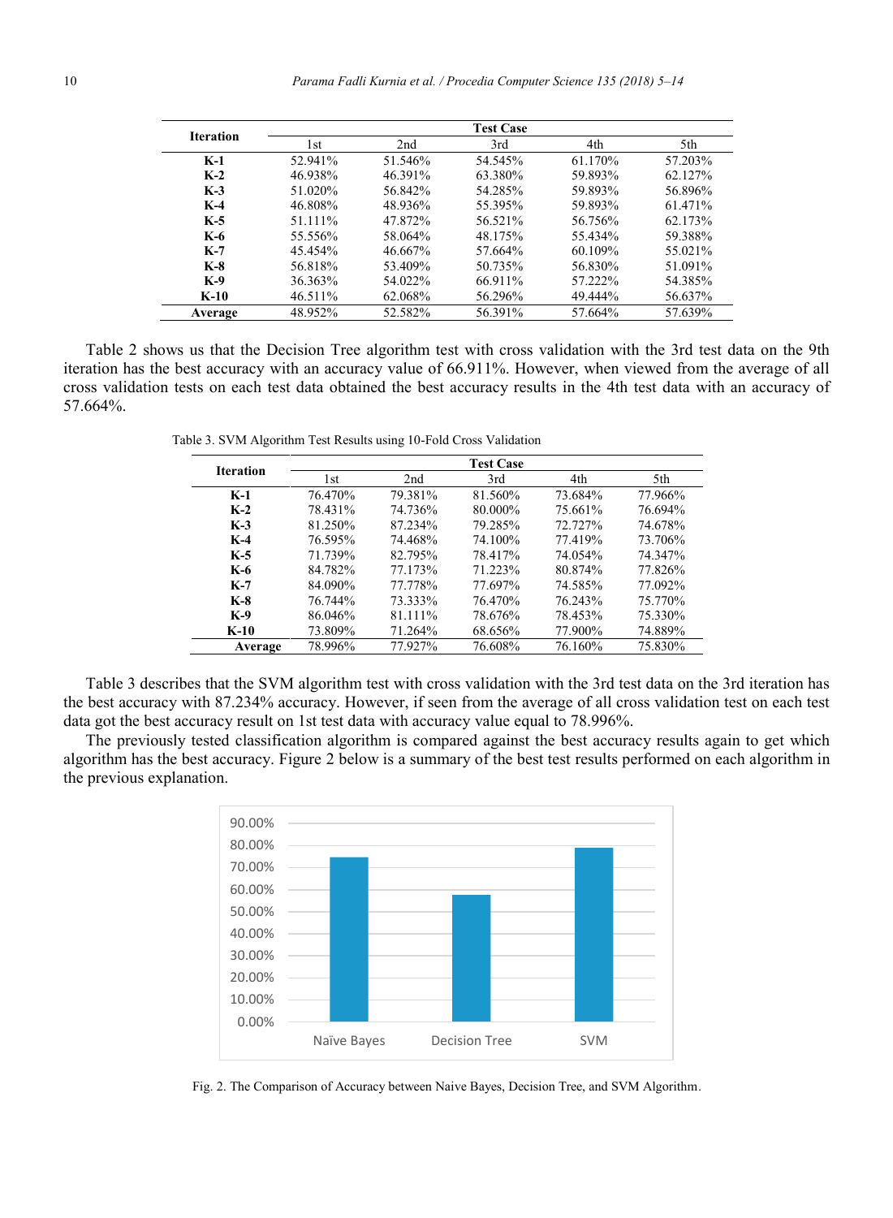| Iteration | Test Case | | | | |
|---|---|---|---|---|---|
| | 1st | 2nd | 3rd | 4th | 5th |
| **K-1** | 52.941% | 51.546% | 54.545% | 61.170% | 57.203% |
| **K-2** | 46.938% | 46.391% | 63.380% | 59.893% | 62.127% |
| **K-3** | 51.020% | 56.842% | 54.285% | 59.893% | 56.896% |
| **K-4** | 46.808% | 48.936% | 55.395% | 59.893% | 61.471% |
| **K-5** | 51.111% | 47.872% | 56.521% | 56.756% | 62.173% |
| **K-6** | 55.556% | 58.064% | 48.175% | 55.434% | 59.388% |
| **K-7** | 45.454% | 46.667% | 57.664% | 60.109% | 55.021% |
| **K-8** | 56.818% | 53.409% | 50.735% | 56.830% | 51.091% |
| **K-9** | 36.363% | 54.022% | 66.911% | 57.222% | 54.385% |
| **K-10** | 46.511% | 62.068% | 56.296% | 49.444% | 56.637% |
| **Average** | 48.952% | 52.582% | 56.391% | 57.664% | 57.639% |

Table 2 shows us that the Decision Tree algorithm test with cross validation with the 3rd test data on the 9th iteration has the best accuracy with an accuracy value of 66.911%. However, when viewed from the average of all cross validation tests on each test data obtained the best accuracy results in the 4th test data with an accuracy of 57.664%.

Table 3. SVM Algorithm Test Results using 10-Fold Cross Validation

| Iteration | Test Case | | | | |
|---|---|---|---|---|---|
| | 1st | 2nd | 3rd | 4th | 5th |
| **K-1** | 76.470% | 79.381% | 81.560% | 73.684% | 77.966% |
| **K-2** | 78.431% | 74.736% | 80.000% | 75.661% | 76.694% |
| **K-3** | 81.250% | 87.234% | 79.285% | 72.727% | 74.678% |
| **K-4** | 76.595% | 74.468% | 74.100% | 77.419% | 73.706% |
| **K-5** | 71.739% | 82.795% | 78.417% | 74.054% | 74.347% |
| **K-6** | 84.782% | 77.173% | 71.223% | 80.874% | 77.826% |
| **K-7** | 84.090% | 77.778% | 77.697% | 74.585% | 77.092% |
| **K-8** | 76.744% | 73.333% | 76.470% | 76.243% | 75.770% |
| **K-9** | 86.046% | 81.111% | 78.676% | 78.453% | 75.330% |
| **K-10** | 73.809% | 71.264% | 68.656% | 77.900% | 74.889% |
| **Average** | 78.996% | 77.927% | 76.608% | 76.160% | 75.830% |

Table 3 describes that the SVM algorithm test with cross validation with the 3rd test data on the 3rd iteration has the best accuracy with 87.234% accuracy. However, if seen from the average of all cross validation test on each test data got the best accuracy result on 1st test data with accuracy value equal to 78.996%.

The previously tested classification algorithm is compared against the best accuracy results again to get which algorithm has the best accuracy. Figure 2 below is a summary of the best test results performed on each algorithm in the previous explanation.

Fig. 2. The Comparison of Accuracy between Naive Bayes, Decision Tree, and SVM Algorithm.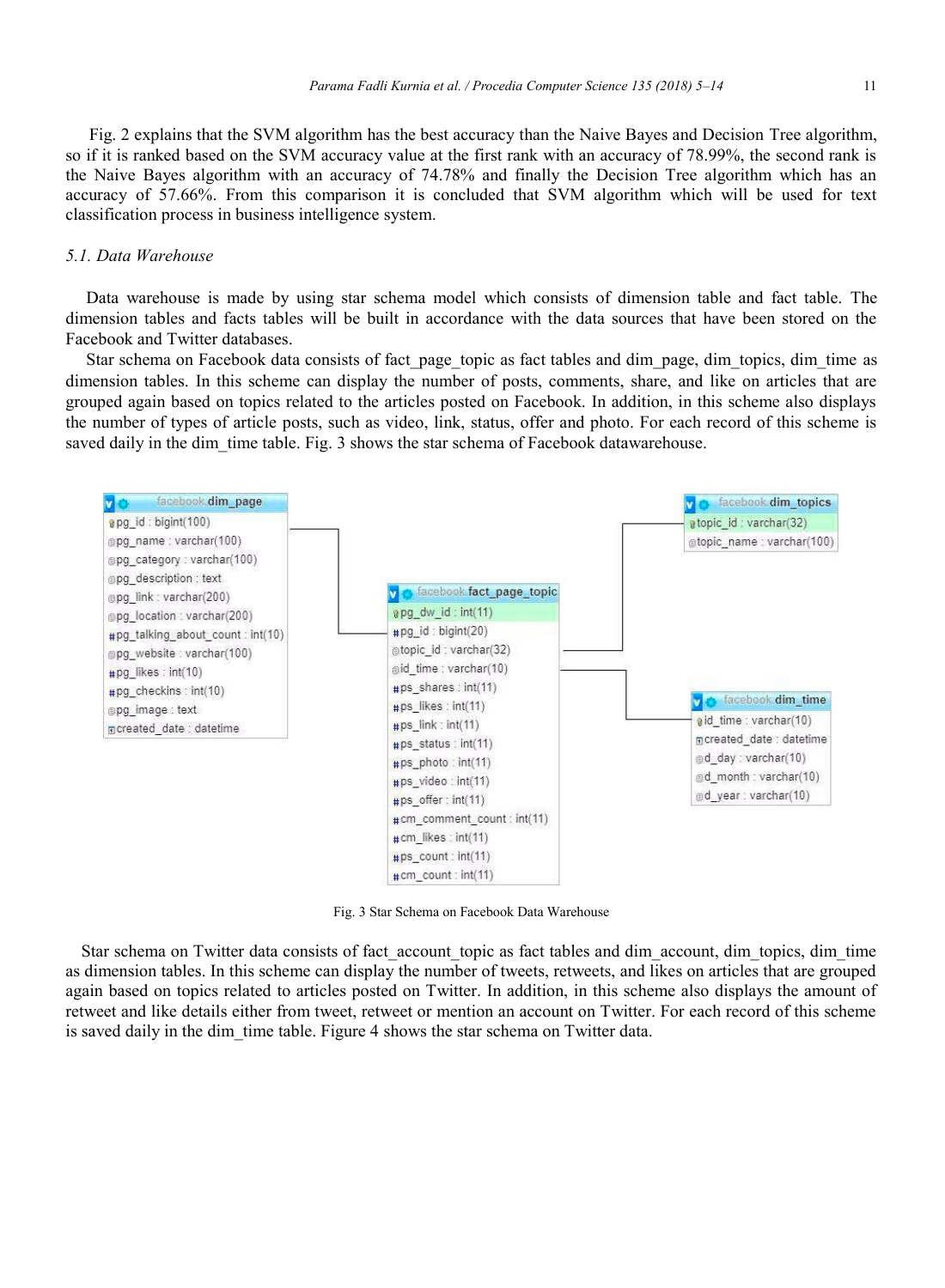Fig. 2 explains that the SVM algorithm has the best accuracy than the Naive Bayes and Decision Tree algorithm, so if it is ranked based on the SVM accuracy value at the first rank with an accuracy of 78.99%, the second rank is the Naive Bayes algorithm with an accuracy of 74.78% and finally the Decision Tree algorithm which has an accuracy of 57.66%. From this comparison it is concluded that SVM algorithm which will be used for text classification process in business intelligence system.

### *5.1. Data Warehouse*

Data warehouse is made by using star schema model which consists of dimension table and fact table. The dimension tables and facts tables will be built in accordance with the data sources that have been stored on the Facebook and Twitter databases.

Star schema on Facebook data consists of fact_page_topic as fact tables and dim_page, dim_topics, dim_time as dimension tables. In this scheme can display the number of posts, comments, share, and like on articles that are grouped again based on topics related to the articles posted on Facebook. In addition, in this scheme also displays the number of types of article posts, such as video, link, status, offer and photo. For each record of this scheme is saved daily in the dim_time table. Fig. 3 shows the star schema of Facebook datawarehouse.

Fig. 3 Star Schema on Facebook Data Warehouse

Star schema on Twitter data consists of fact_account_topic as fact tables and dim_account, dim_topics, dim_time as dimension tables. In this scheme can display the number of tweets, retweets, and likes on articles that are grouped again based on topics related to articles posted on Twitter. In addition, in this scheme also displays the amount of retweet and like details either from tweet, retweet or mention an account on Twitter. For each record of this scheme is saved daily in the dim_time table. Figure 4 shows the star schema on Twitter data.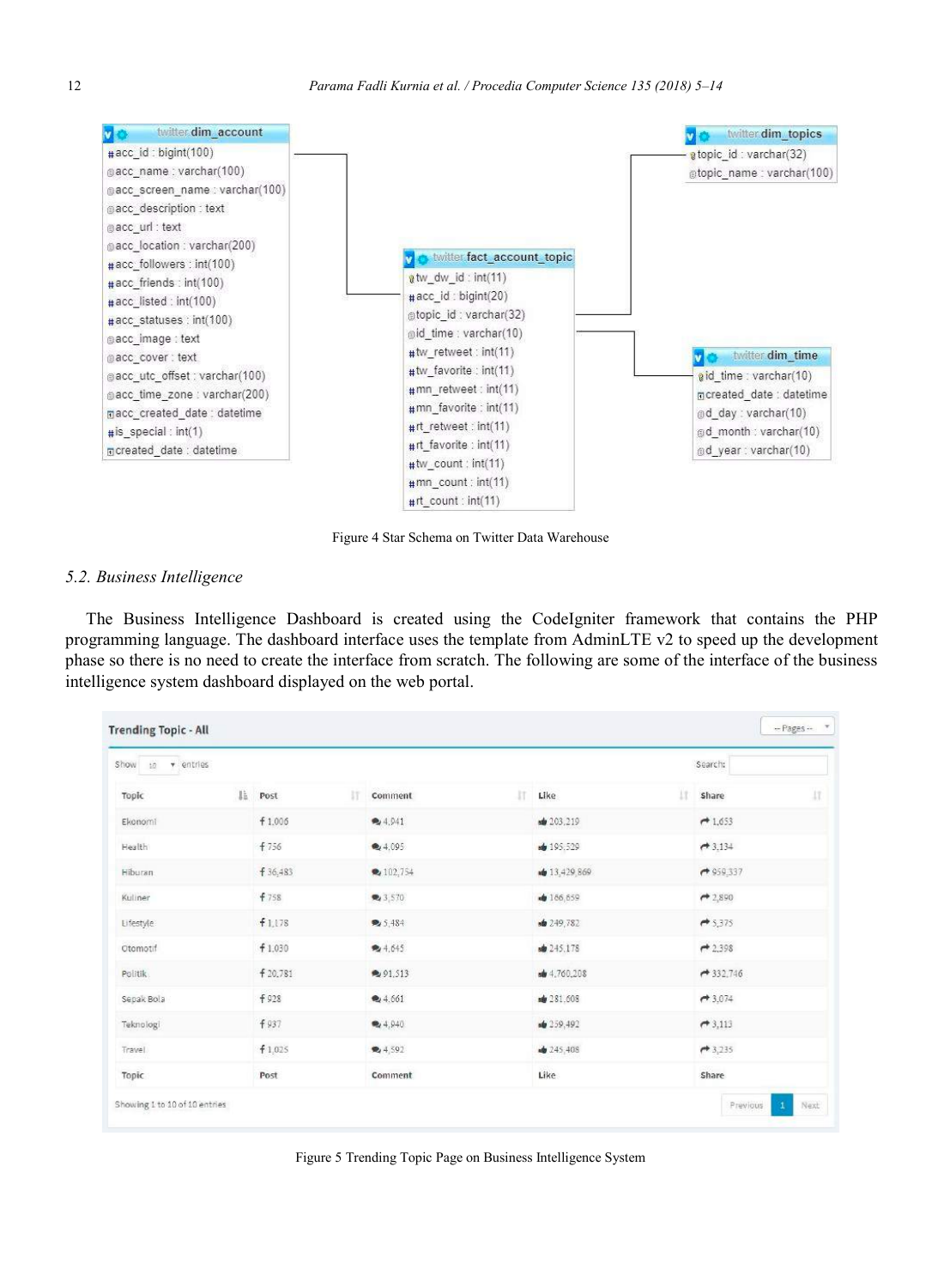Figure 4 Star Schema on Twitter Data Warehouse

### 5.2. Business Intelligence

The Business Intelligence Dashboard is created using the CodeIgniter framework that contains the PHP programming language. The dashboard interface uses the template from AdminLTE v2 to speed up the development phase so there is no need to create the interface from scratch. The following are some of the interface of the business intelligence system dashboard displayed on the web portal.

Figure 5 Trending Topic Page on Business Intelligence System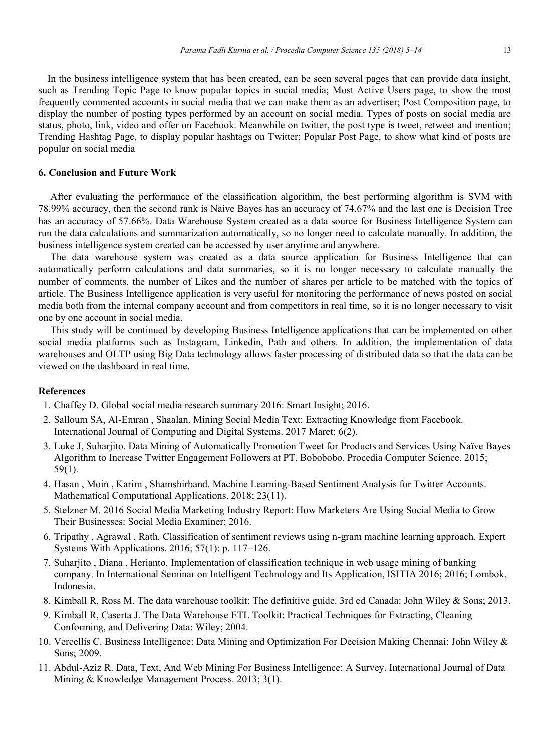In the business intelligence system that has been created, can be seen several pages that can provide data insight, such as Trending Topic Page to know popular topics in social media; Most Active Users page, to show the most frequently commented accounts in social media that we can make them as an advertiser; Post Composition page, to display the number of posting types performed by an account on social media. Types of posts on social media are status, photo, link, video and offer on Facebook. Meanwhile on twitter, the post type is tweet, retweet and mention; Trending Hashtag Page, to display popular hashtags on Twitter; Popular Post Page, to show what kind of posts are popular on social media

## 6. Conclusion and Future Work

After evaluating the performance of the classification algorithm, the best performing algorithm is SVM with 78.99% accuracy, then the second rank is Naive Bayes has an accuracy of 74.67% and the last one is Decision Tree has an accuracy of 57.66%. Data Warehouse System created as a data source for Business Intelligence System can run the data calculations and summarization automatically, so no longer need to calculate manually. In addition, the business intelligence system created can be accessed by user anytime and anywhere.

The data warehouse system was created as a data source application for Business Intelligence that can automatically perform calculations and data summaries, so it is no longer necessary to calculate manually the number of comments, the number of Likes and the number of shares per article to be matched with the topics of article. The Business Intelligence application is very useful for monitoring the performance of news posted on social media both from the internal company account and from competitors in real time, so it is no longer necessary to visit one by one account in social media.

This study will be continued by developing Business Intelligence applications that can be implemented on other social media platforms such as Instagram, Linkedin, Path and others. In addition, the implementation of data warehouses and OLTP using Big Data technology allows faster processing of distributed data so that the data can be viewed on the dashboard in real time.

## References

1. Chaffey D. Global social media research summary 2016: Smart Insight; 2016.
2. Salloum SA, Al-Emran , Shaalan. Mining Social Media Text: Extracting Knowledge from Facebook. International Journal of Computing and Digital Systems. 2017 Maret; 6(2).
3. Luke J, Suharjito. Data Mining of Automatically Promotion Tweet for Products and Services Using Naïve Bayes Algorithm to Increase Twitter Engagement Followers at PT. Bobobobo. Procedia Computer Science. 2015; 59(1).
4. Hasan , Moin , Karim , Shamshirband. Machine Learning-Based Sentiment Analysis for Twitter Accounts. Mathematical Computational Applications. 2018; 23(11).
5. Stelzner M. 2016 Social Media Marketing Industry Report: How Marketers Are Using Social Media to Grow Their Businesses: Social Media Examiner; 2016.
6. Tripathy , Agrawal , Rath. Classification of sentiment reviews using n-gram machine learning approach. Expert Systems With Applications. 2016; 57(1): p. 117–126.
7. Suharjito , Diana , Herianto. Implementation of classification technique in web usage mining of banking company. In International Seminar on Intelligent Technology and Its Application, ISITIA 2016; 2016; Lombok, Indonesia.
8. Kimball R, Ross M. The data warehouse toolkit: The definitive guide. 3rd ed Canada: John Wiley & Sons; 2013.
9. Kimball R, Caserta J. The Data Warehouse ETL Toolkit: Practical Techniques for Extracting, Cleaning Conforming, and Delivering Data: Wiley; 2004.
10. Vercellis C. Business Intelligence: Data Mining and Optimization For Decision Making Chennai: John Wiley & Sons; 2009.
11. Abdul-Aziz R. Data, Text, And Web Mining For Business Intelligence: A Survey. International Journal of Data Mining & Knowledge Management Process. 2013; 3(1).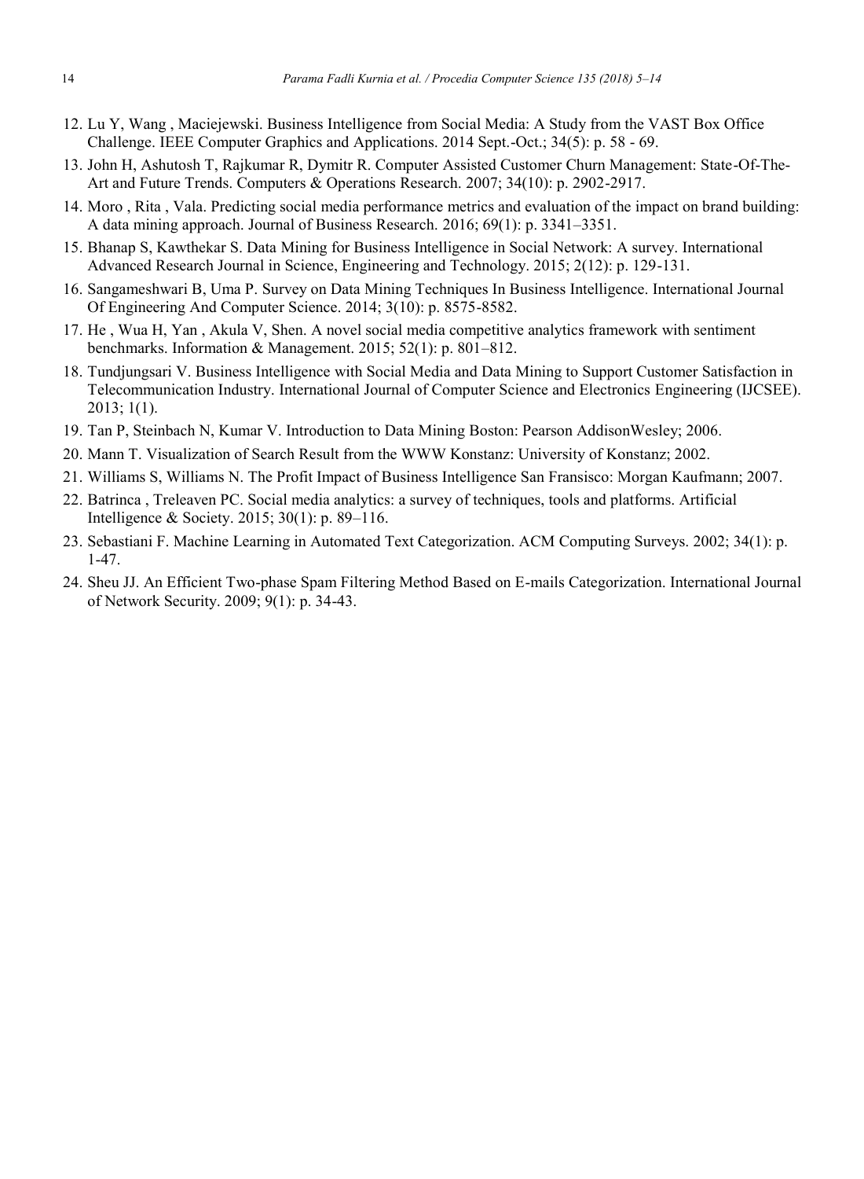12. Lu Y, Wang , Maciejewski. Business Intelligence from Social Media: A Study from the VAST Box Office Challenge. IEEE Computer Graphics and Applications. 2014 Sept.-Oct.; 34(5): p. 58 - 69.
13. John H, Ashutosh T, Rajkumar R, Dymitr R. Computer Assisted Customer Churn Management: State-Of-The-Art and Future Trends. Computers & Operations Research. 2007; 34(10): p. 2902-2917.
14. Moro , Rita , Vala. Predicting social media performance metrics and evaluation of the impact on brand building: A data mining approach. Journal of Business Research. 2016; 69(1): p. 3341–3351.
15. Bhanap S, Kawthekar S. Data Mining for Business Intelligence in Social Network: A survey. International Advanced Research Journal in Science, Engineering and Technology. 2015; 2(12): p. 129-131.
16. Sangameshwari B, Uma P. Survey on Data Mining Techniques In Business Intelligence. International Journal Of Engineering And Computer Science. 2014; 3(10): p. 8575-8582.
17. He , Wua H, Yan , Akula V, Shen. A novel social media competitive analytics framework with sentiment benchmarks. Information & Management. 2015; 52(1): p. 801–812.
18. Tundjungsari V. Business Intelligence with Social Media and Data Mining to Support Customer Satisfaction in Telecommunication Industry. International Journal of Computer Science and Electronics Engineering (IJCSEE). 2013; 1(1).
19. Tan P, Steinbach N, Kumar V. Introduction to Data Mining Boston: Pearson AddisonWesley; 2006.
20. Mann T. Visualization of Search Result from the WWW Konstanz: University of Konstanz; 2002.
21. Williams S, Williams N. The Profit Impact of Business Intelligence San Fransisco: Morgan Kaufmann; 2007.
22. Batrinca , Treleaven PC. Social media analytics: a survey of techniques, tools and platforms. Artificial Intelligence & Society. 2015; 30(1): p. 89–116.
23. Sebastiani F. Machine Learning in Automated Text Categorization. ACM Computing Surveys. 2002; 34(1): p. 1-47.
24. Sheu JJ. An Efficient Two-phase Spam Filtering Method Based on E-mails Categorization. International Journal of Network Security. 2009; 9(1): p. 34-43.